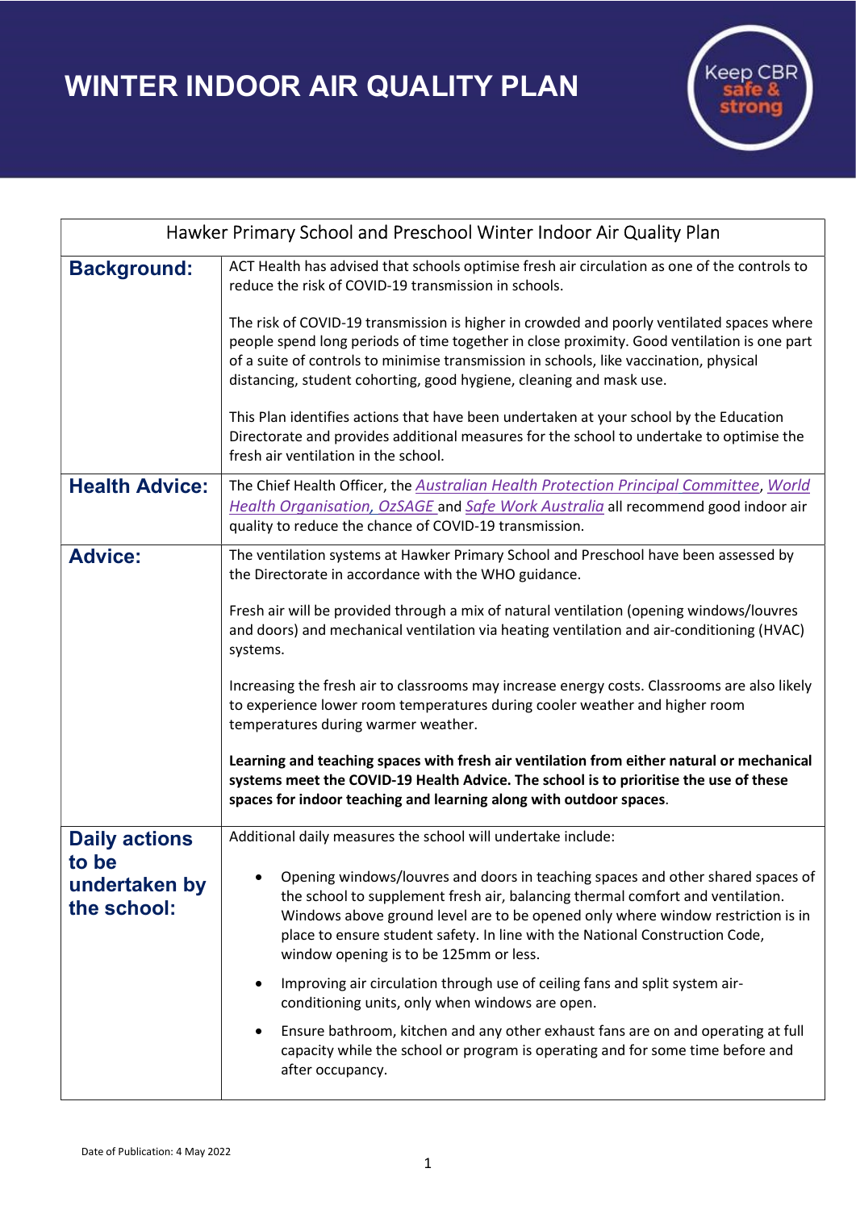# WINTER INDOOR AIR QUALITY PLAN

Keep CBR safe & strong

| Hawker Primary School and Preschool Winter Indoor Air Quality Plan | |
|---|---|
| **Background:** | ACT Health has advised that schools optimise fresh air circulation as one of the controls to reduce the risk of COVID-19 transmission in schools.<br><br>The risk of COVID-19 transmission is higher in crowded and poorly ventilated spaces where people spend long periods of time together in close proximity. Good ventilation is one part of a suite of controls to minimise transmission in schools, like vaccination, physical distancing, student cohorting, good hygiene, cleaning and mask use.<br><br>This Plan identifies actions that have been undertaken at your school by the Education Directorate and provides additional measures for the school to undertake to optimise the fresh air ventilation in the school. |
| **Health Advice:** | The Chief Health Officer, the *Australian Health Protection Principal Committee*, *World Health Organisation*, *OzSAGE* and *Safe Work Australia* all recommend good indoor air quality to reduce the chance of COVID-19 transmission. |
| **Advice:** | The ventilation systems at Hawker Primary School and Preschool have been assessed by the Directorate in accordance with the WHO guidance.<br><br>Fresh air will be provided through a mix of natural ventilation (opening windows/louvres and doors) and mechanical ventilation via heating ventilation and air-conditioning (HVAC) systems.<br><br>Increasing the fresh air to classrooms may increase energy costs. Classrooms are also likely to experience lower room temperatures during cooler weather and higher room temperatures during warmer weather.<br><br>**Learning and teaching spaces with fresh air ventilation from either natural or mechanical systems meet the COVID-19 Health Advice. The school is to prioritise the use of these spaces for indoor teaching and learning along with outdoor spaces**. |
| **Daily actions to be undertaken by the school:** | Additional daily measures the school will undertake include:<br><br>• Opening windows/louvres and doors in teaching spaces and other shared spaces of the school to supplement fresh air, balancing thermal comfort and ventilation. Windows above ground level are to be opened only where window restriction is in place to ensure student safety. In line with the National Construction Code, window opening is to be 125mm or less.<br><br>• Improving air circulation through use of ceiling fans and split system air-conditioning units, only when windows are open.<br><br>• Ensure bathroom, kitchen and any other exhaust fans are on and operating at full capacity while the school or program is operating and for some time before and after occupancy. |

Date of Publication: 4 May 2022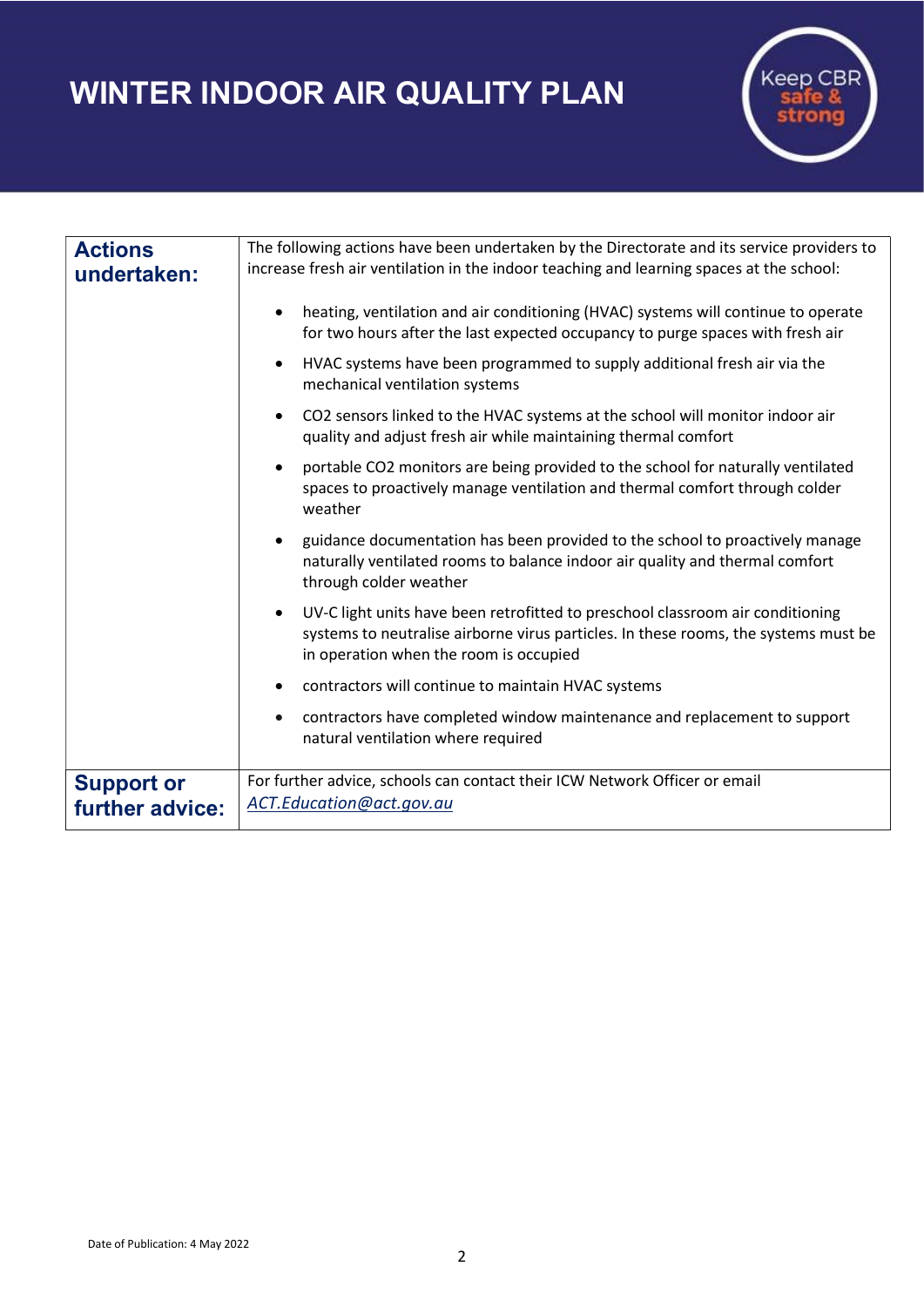# WINTER INDOOR AIR QUALITY PLAN

| | |
|---|---|
| **Actions undertaken:** | The following actions have been undertaken by the Directorate and its service providers to increase fresh air ventilation in the indoor teaching and learning spaces at the school:<br><br>• heating, ventilation and air conditioning (HVAC) systems will continue to operate for two hours after the last expected occupancy to purge spaces with fresh air<br>• HVAC systems have been programmed to supply additional fresh air via the mechanical ventilation systems<br>• $CO_2$ sensors linked to the HVAC systems at the school will monitor indoor air quality and adjust fresh air while maintaining thermal comfort<br>• portable $CO_2$ monitors are being provided to the school for naturally ventilated spaces to proactively manage ventilation and thermal comfort through colder weather<br>• guidance documentation has been provided to the school to proactively manage naturally ventilated rooms to balance indoor air quality and thermal comfort through colder weather<br>• UV-C light units have been retrofitted to preschool classroom air conditioning systems to neutralise airborne virus particles. In these rooms, the systems must be in operation when the room is occupied<br>• contractors will continue to maintain HVAC systems<br>• contractors have completed window maintenance and replacement to support natural ventilation where required |
| **Support or further advice:** | For further advice, schools can contact their ICW Network Officer or email *ACT.Education@act.gov.au* |

Date of Publication: 4 May 2022